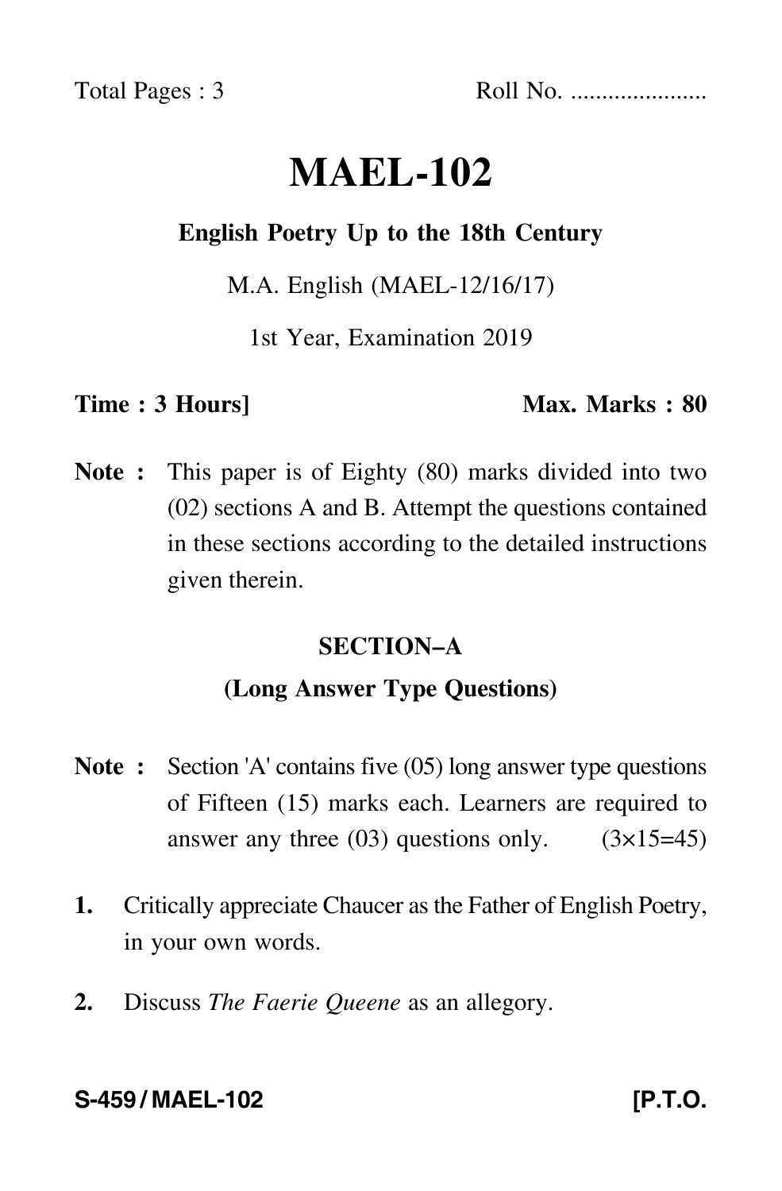Total Pages : 3 Roll No. .....................

# MAEL-102

**English Poetry Up to the 18th Century**

M.A. English (MAEL-12/16/17)

1st Year, Examination 2019

**Time : 3 Hours]** **Max. Marks : 80**

**Note :** This paper is of Eighty (80) marks divided into two (02) sections A and B. Attempt the questions contained in these sections according to the detailed instructions given therein.

## SECTION–A

### (Long Answer Type Questions)

**Note :** Section 'A' contains five (05) long answer type questions of Fifteen (15) marks each. Learners are required to answer any three (03) questions only. (3×15=45)

**1.** Critically appreciate Chaucer as the Father of English Poetry, in your own words.

**2.** Discuss *The Faerie Queene* as an allegory.

**S-459 / MAEL-102** **[P.T.O.**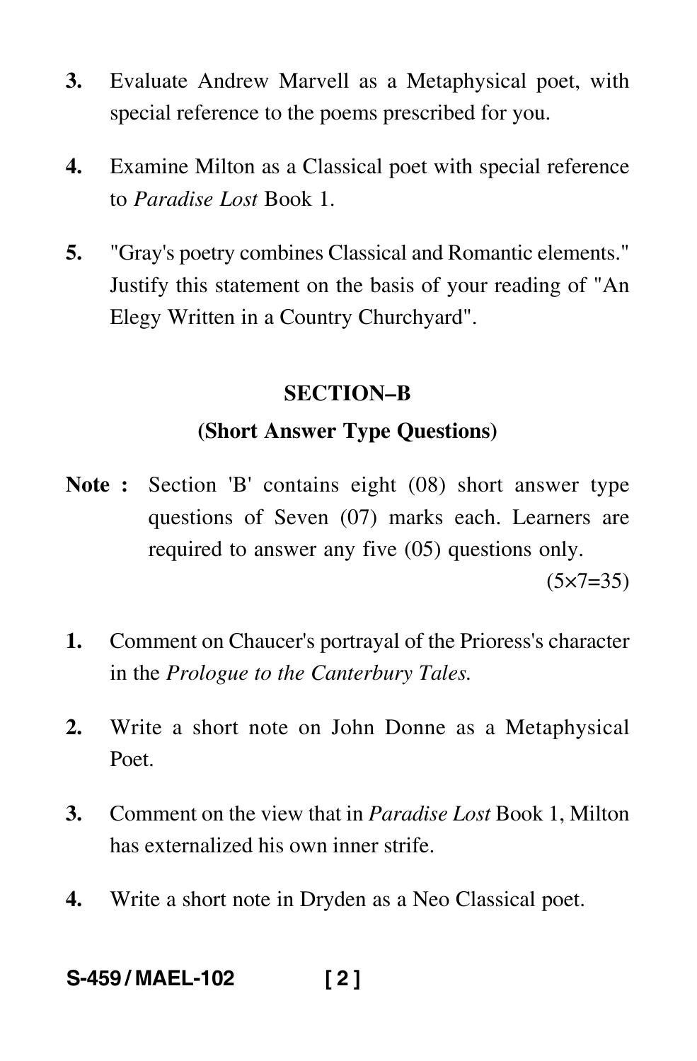3. Evaluate Andrew Marvell as a Metaphysical poet, with special reference to the poems prescribed for you.

4. Examine Milton as a Classical poet with special reference to *Paradise Lost* Book 1.

5. "Gray's poetry combines Classical and Romantic elements." Justify this statement on the basis of your reading of "An Elegy Written in a Country Churchyard".

## SECTION–B

### (Short Answer Type Questions)

**Note :** Section 'B' contains eight (08) short answer type questions of Seven (07) marks each. Learners are required to answer any five (05) questions only. (5×7=35)

1. Comment on Chaucer's portrayal of the Prioress's character in the *Prologue to the Canterbury Tales.*

2. Write a short note on John Donne as a Metaphysical Poet.

3. Comment on the view that in *Paradise Lost* Book 1, Milton has externalized his own inner strife.

4. Write a short note in Dryden as a Neo Classical poet.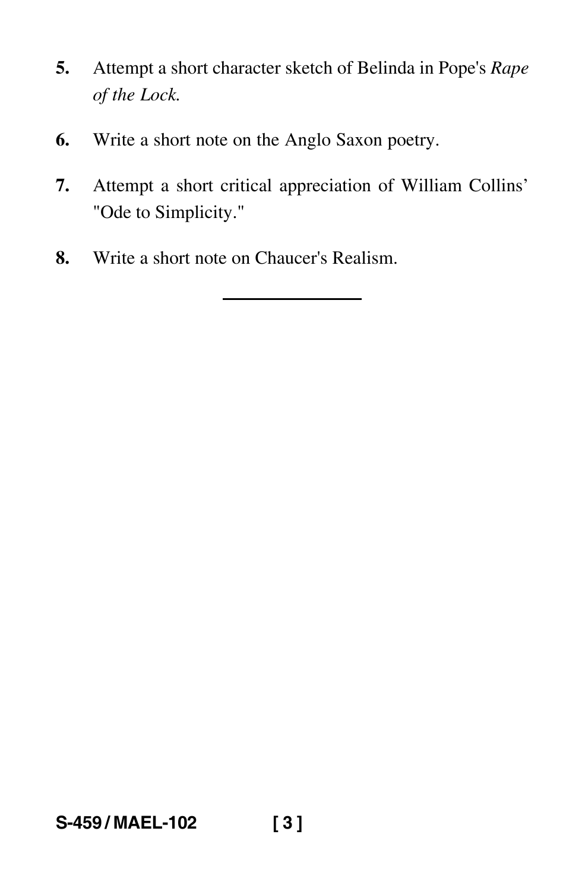5. Attempt a short character sketch of Belinda in Pope's *Rape of the Lock.*

6. Write a short note on the Anglo Saxon poetry.

7. Attempt a short critical appreciation of William Collins' "Ode to Simplicity."

8. Write a short note on Chaucer's Realism.

---